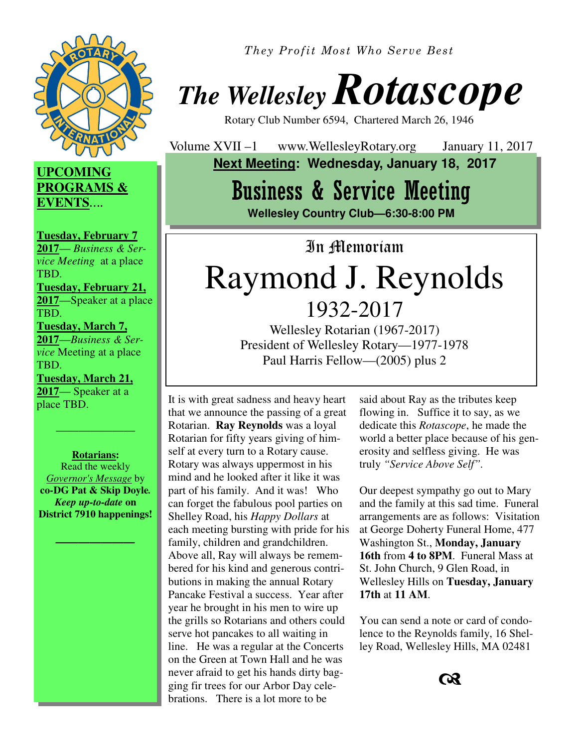*They Profit Most Who Serve Best*

# The Wellesley *Rotascope*

Rotary Club Number 6594, Chartered March 26, 1946

Volume XVII –1 www.WellesleyRotary.org January 11, 2017

**Next Meeting: Wednesday, January 18, 2017**

## Business & Service Meeting

**Wellesley Country Club—6:30-8:00 PM**

### In Memoriam

# Raymond J. Reynolds

## 1932-2017

Wellesley Rotarian (1967-2017)
President of Wellesley Rotary—1977-1978
Paul Harris Fellow—(2005) plus 2

It is with great sadness and heavy heart that we announce the passing of a great Rotarian. **Ray Reynolds** was a loyal Rotarian for fifty years giving of himself at every turn to a Rotary cause. Rotary was always uppermost in his mind and he looked after it like it was part of his family. And it was! Who can forget the fabulous pool parties on Shelley Road, his *Happy Dollars* at each meeting bursting with pride for his family, children and grandchildren. Above all, Ray will always be remembered for his kind and generous contributions in making the annual Rotary Pancake Festival a success. Year after year he brought in his men to wire up the grills so Rotarians and others could serve hot pancakes to all waiting in line. He was a regular at the Concerts on the Green at Town Hall and he was never afraid to get his hands dirty bagging fir trees for our Arbor Day celebrations. There is a lot more to be said about Ray as the tributes keep flowing in. Suffice it to say, as we dedicate this *Rotascope*, he made the world a better place because of his generosity and selfless giving. He was truly *"Service Above Self"*.

Our deepest sympathy go out to Mary and the family at this sad time. Funeral arrangements are as follows: Visitation at George Doherty Funeral Home, 477 Washington St., **Monday, January 16th** from **4 to 8PM**. Funeral Mass at St. John Church, 9 Glen Road, in Wellesley Hills on **Tuesday, January 17th** at **11 AM**.

You can send a note or card of condolence to the Reynolds family, 16 Shelley Road, Wellesley Hills, MA 02481

---

**UPCOMING PROGRAMS & EVENTS….**

**Tuesday, February 7 2017**— *Business & Service Meeting* at a place TBD.

**Tuesday, February 21, 2017**—Speaker at a place TBD.

**Tuesday, March 7, 2017**—*Business & Service* Meeting at a place TBD.

**Tuesday, March 21, 2017**— Speaker at a place TBD.

---

**Rotarians:**
Read the weekly *Governor's Message* by **co-DG Pat & Skip Doyle.** ***Keep up-to-date* on District 7910 happenings!**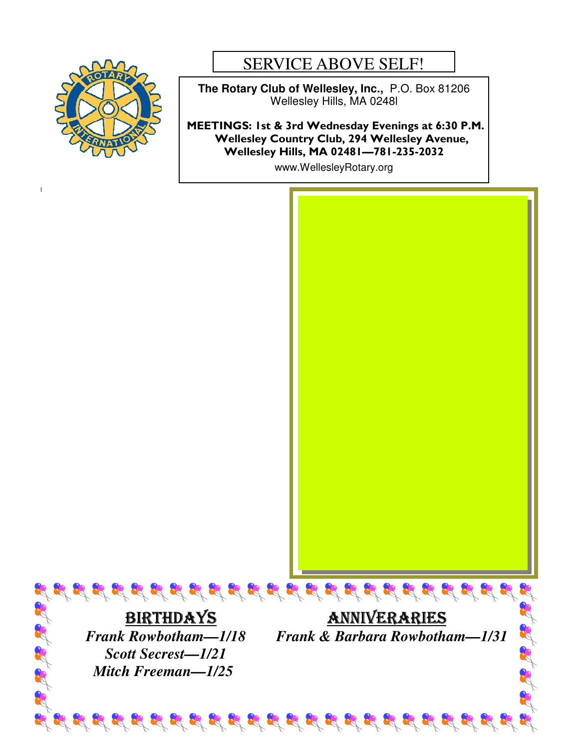SERVICE ABOVE SELF!

**The Rotary Club of Wellesley, Inc.,** P.O. Box 81206
Wellesley Hills, MA 0248l

**MEETINGS: 1st & 3rd Wednesday Evenings at 6:30 P.M.**
**Wellesley Country Club, 294 Wellesley Avenue,**
**Wellesley Hills, MA 02481—781-235-2032**

www.WellesleyRotary.org

## Birthdays

***Frank Rowbotham—1/18***
***Scott Secrest—1/21***
***Mitch Freeman—1/25***

## Anniveraries

***Frank & Barbara Rowbotham—1/31***